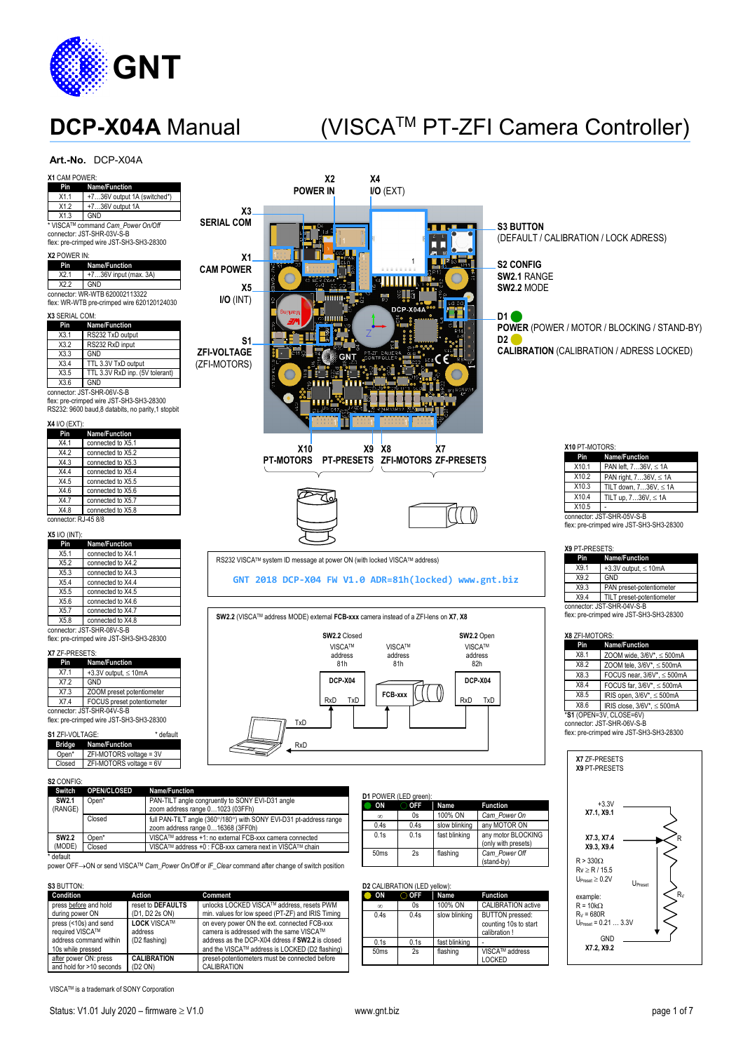GNT

# DCP-X04A Manual (VISCA™ PT-ZFI Camera Controller)

**Art.-No.** DCP-X04A

**X1** CAM POWER:

| Pin | Name/Function |
|---|---|
| X1.1 | +7…36V output 1A (switched*) |
| X1.2 | +7…36V output 1A |
| X1.3 | GND |

* VISCA™ command *Cam_Power On/Off*
connector: JST-SHR-03V-S-B
flex: pre-crimped wire JST-SH3-SH3-28300

**X2** POWER IN:

| Pin | Name/Function |
|---|---|
| X2.1 | +7…36V input (max. 3A) |
| X2.2 | GND |

connector: WR-WTB 620002113322
flex: WR-WTB pre-crimped wire 620120124030

**X3** SERIAL COM:

| Pin | Name/Function |
|---|---|
| X3.1 | RS232 TxD output |
| X3.2 | RS232 RxD input |
| X3.3 | GND |
| X3.4 | TTL 3.3V TxD output |
| X3.5 | TTL 3.3V RxD inp. (5V tolerant) |
| X3.6 | GND |

connector: JST-SHR-06V-S-B
flex: pre-crimped wire JST-SH3-SH3-28300
RS232: 9600 baud,8 databits, no parity,1 stopbit

**X4** I/O (EXT):

| Pin | Name/Function |
|---|---|
| X4.1 | connected to X5.1 |
| X4.2 | connected to X5.2 |
| X4.3 | connected to X5.3 |
| X4.4 | connected to X5.4 |
| X4.5 | connected to X5.5 |
| X4.6 | connected to X5.6 |
| X4.7 | connected to X5.7 |
| X4.8 | connected to X5.8 |

connector: RJ-45 8/8

**X5** I/O (INT):

| Pin | Name/Function |
|---|---|
| X5.1 | connected to X4.1 |
| X5.2 | connected to X4.2 |
| X5.3 | connected to X4.3 |
| X5.4 | connected to X4.4 |
| X5.5 | connected to X4.5 |
| X5.6 | connected to X4.6 |
| X5.7 | connected to X4.7 |
| X5.8 | connected to X4.8 |

connector: JST-SHR-08V-S-B
flex: pre-crimped wire JST-SH3-SH3-28300

**X7** ZF-PRESETS:

| Pin | Name/Function |
|---|---|
| X7.1 | +3.3V output, ≤ 10mA |
| X7.2 | GND |
| X7.3 | ZOOM preset potentiometer |
| X7.4 | FOCUS preset potentiometer |

connector: JST-SHR-04V-S-B
flex: pre-crimped wire JST-SH3-SH3-28300

**S1** ZFI-VOLTAGE: * default

| Bridge | Name/Function |
|---|---|
| Open* | ZFI-MOTORS voltage = 3V |
| Closed | ZFI-MOTORS voltage = 6V |

Board connector labels: X2 POWER IN, X4 I/O (EXT), X3 SERIAL COM, X1 CAM POWER, X5 I/O (INT), S1 ZFI-VOLTAGE (ZFI-MOTORS), S3 BUTTON (DEFAULT / CALIBRATION / LOCK ADRESS), S2 CONFIG (SW2.1 RANGE, SW2.2 MODE), D1 POWER (POWER / MOTOR / BLOCKING / STAND-BY), D2 CALIBRATION (CALIBRATION / ADRESS LOCKED), X10 PT-MOTORS, X9 PT-PRESETS, X8 ZFI-MOTORS, X7 ZF-PRESETS

RS232 VISCA™ system ID message at power ON (with locked VISCA™ address)

```
GNT 2018 DCP-X04 FW V1.0 ADR=81h(locked) www.gnt.biz
```

**SW2.2** (VISCA™ address MODE) external **FCB-xxx** camera instead of a ZFI-lens on **X7**, **X8**

SW2.2 Closed: VISCA™ address 81h (DCP-X04), VISCA™ address 81h (FCB-xxx); SW2.2 Open: VISCA™ address 82h (DCP-X04). Connections: RxD, TxD.

**X10** PT-MOTORS:

| Pin | Name/Function |
|---|---|
| X10.1 | PAN left, 7…36V, ≤ 1A |
| X10.2 | PAN right, 7…36V, ≤ 1A |
| X10.3 | TILT down, 7…36V, ≤ 1A |
| X10.4 | TILT up, 7…36V, ≤ 1A |
| X10.5 | - |

connector: JST-SHR-05V-S-B
flex: pre-crimped wire JST-SH3-SH3-28300

**X9** PT-PRESETS:

| Pin | Name/Function |
|---|---|
| X9.1 | +3.3V output, ≤ 10mA |
| X9.2 | GND |
| X9.3 | PAN preset-potentiometer |
| X9.4 | TILT preset-potentiometer |

connector: JST-SHR-04V-S-B
flex: pre-crimped wire JST-SH3-SH3-28300

**X8** ZFI-MOTORS:

| Pin | Name/Function |
|---|---|
| X8.1 | ZOOM wide, 3/6V*, ≤ 500mA |
| X8.2 | ZOOM tele, 3/6V*, ≤ 500mA |
| X8.3 | FOCUS near, 3/6V*, ≤ 500mA |
| X8.4 | FOCUS far, 3/6V*, ≤ 500mA |
| X8.5 | IRIS open, 3/6V*, ≤ 500mA |
| X8.6 | IRIS close, 3/6V*, ≤ 500mA |

***S1** (OPEN=3V, CLOSE=6V)
connector: JST-SHR-06V-S-B
flex: pre-crimped wire JST-SH3-SH3-28300

**X7** ZF-PRESETS
**X9** PT-PRESETS

+3.3V: **X7.1, X9.1**
**X7.3, X7.4 / X9.3, X9.4**: R
R > 330Ω
$R_V \geq R / 15.5$
$U_{Preset} \geq 0.2V$

example:
R = 10kΩ
$R_V$ = 680R
$U_{Preset}$ = 0.21 … 3.3V

GND: **X7.2, X9.2**

**S2** CONFIG:

| Switch | OPEN/CLOSED | Name/Function |
|---|---|---|
| **SW2.1** (RANGE) | Open* | PAN-TILT angle congruently to SONY EVI-D31 angle zoom address range 0…1023 (03FFh) |
| | Closed | full PAN-TILT angle (360°/180°) with SONY EVI-D31 pt-address range zoom address range 0…16368 (3FF0h) |
| **SW2.2** (MODE) | Open* | VISCA™ address +1: no external FCB-xxx camera connected |
| | Closed | VISCA™ address +0 : FCB-xxx camera next in VISCA™ chain |

\* default
power OFF→ON or send VISCA™ *Cam_Power On/Off* or *IF_Clear* command after change of switch position

**D1** POWER (LED green):

| ON | OFF | Name | Function |
|---|---|---|---|
| ∞ | 0s | 100% ON | *Cam_Power On* |
| 0.4s | 0.4s | slow blinking | any MOTOR ON |
| 0.1s | 0.1s | fast blinking | any motor BLOCKING (only with presets) |
| 50ms | 2s | flashing | *Cam_Power Off* (stand-by) |

**S3** BUTTON:

| Condition | Action | Comment |
|---|---|---|
| press before and hold during power ON | reset to **DEFAULTS** (D1, D2 2s ON) | unlocks LOCKED VISCA™ address, resets PWM min. values for low speed (PT-ZF) and IRIS Timing |
| press (<10s) and send required VISCA™ address command within 10s while pressed | **LOCK** VISCA™ address (D2 flashing) | on every power ON the ext. connected FCB-xxx camera is addressed with the same VISCA™ address as the DCP-X04 address if **SW2.2** is closed and the VISCA™ address is LOCKED (D2 flashing) |
| after power ON: press and hold for >10 seconds | **CALIBRATION** (D2 ON) | preset-potentiometers must be connected before CALIBRATION |

**D2** CALIBRATION (LED yellow):

| ON | OFF | Name | Function |
|---|---|---|---|
| ∞ | 0s | 100% ON | CALIBRATION active |
| 0.4s | 0.4s | slow blinking | BUTTON pressed: counting 10s to start calibration ! |
| 0.1s | 0.1s | fast blinking | - |
| 50ms | 2s | flashing | VISCA™ address LOCKED |

VISCA™ is a trademark of SONY Corporation

Status: V1.01 July 2020 – firmware ≥ V1.0 www.gnt.biz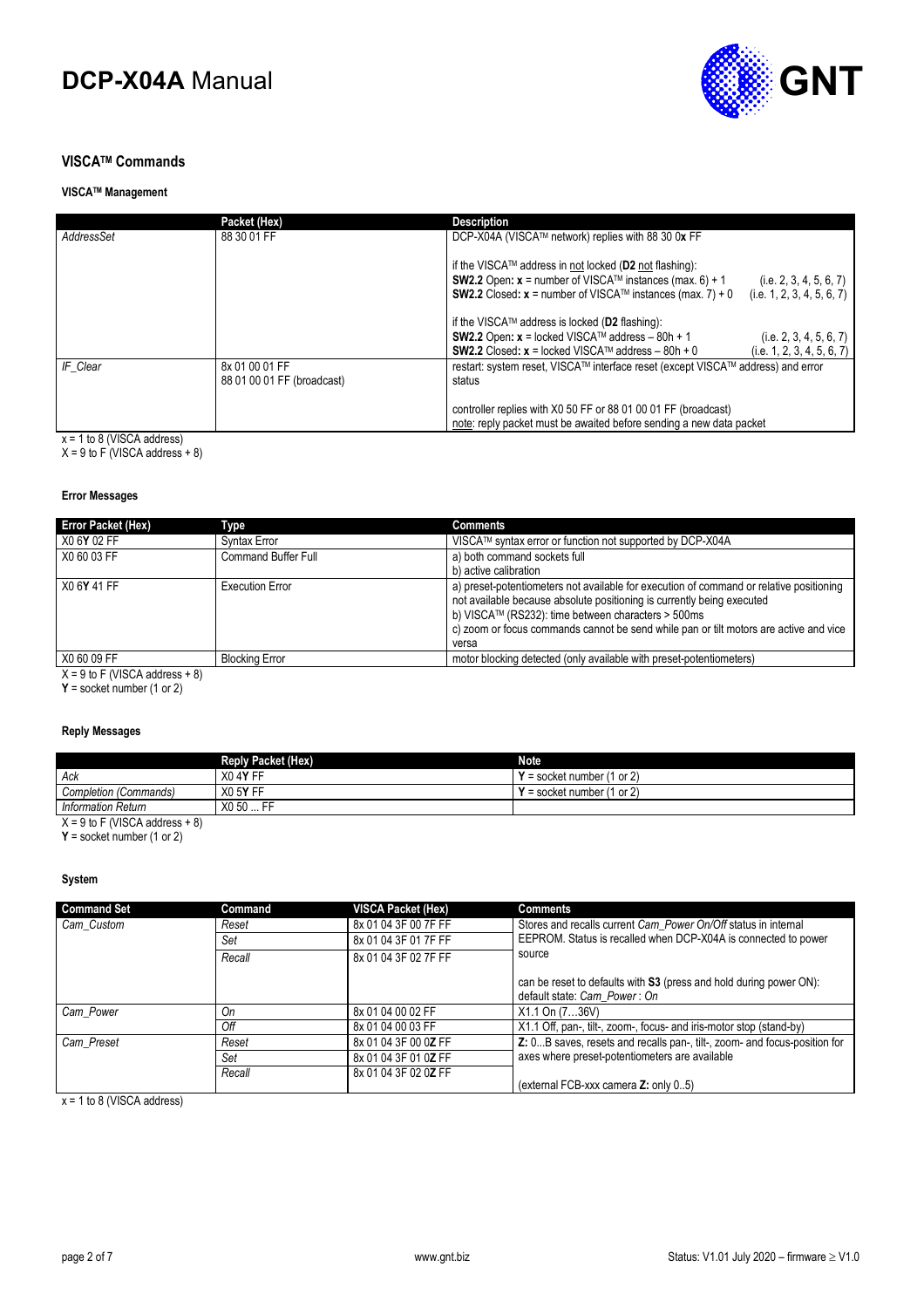## VISCA™ Commands

### VISCA™ Management

| | Packet (Hex) | Description |
|---|---|---|
| *AddressSet* | 88 30 01 FF | DCP-X04A (VISCA™ network) replies with 88 30 0**x** FF<br><br>if the VISCA™ address in not locked (**D2** not flashing):<br>**SW2.2** Open: **x** = number of VISCA™ instances (max. 6) + 1 (i.e. 2, 3, 4, 5, 6, 7)<br>**SW2.2** Closed: **x** = number of VISCA™ instances (max. 7) + 0 (i.e. 1, 2, 3, 4, 5, 6, 7)<br><br>if the VISCA™ address is locked (**D2** flashing):<br>**SW2.2** Open: **x** = locked VISCA™ address – 80h + 1 (i.e. 2, 3, 4, 5, 6, 7)<br>**SW2.2** Closed: **x** = locked VISCA™ address – 80h + 0 (i.e. 1, 2, 3, 4, 5, 6, 7) |
| *IF_Clear* | 8x 01 00 01 FF<br>88 01 00 01 FF (broadcast) | restart: system reset, VISCA™ interface reset (except VISCA™ address) and error status<br><br>controller replies with X0 50 FF or 88 01 00 01 FF (broadcast)<br>note: reply packet must be awaited before sending a new data packet |

x = 1 to 8 (VISCA address)
X = 9 to F (VISCA address + 8)

### Error Messages

| Error Packet (Hex) | Type | Comments |
|---|---|---|
| X0 6**Y** 02 FF | Syntax Error | VISCA™ syntax error or function not supported by DCP-X04A |
| X0 60 03 FF | Command Buffer Full | a) both command sockets full<br>b) active calibration |
| X0 6**Y** 41 FF | Execution Error | a) preset-potentiometers not available for execution of command or relative positioning not available because absolute positioning is currently being executed<br>b) VISCA™ (RS232): time between characters > 500ms<br>c) zoom or focus commands cannot be send while pan or tilt motors are active and vice versa |
| X0 60 09 FF | Blocking Error | motor blocking detected (only available with preset-potentiometers) |

X = 9 to F (VISCA address + 8)
**Y** = socket number (1 or 2)

### Reply Messages

| | Reply Packet (Hex) | Note |
|---|---|---|
| *Ack* | X0 4**Y** FF | **Y** = socket number (1 or 2) |
| *Completion (Commands)* | X0 5**Y** FF | **Y** = socket number (1 or 2) |
| *Information Return* | X0 50 ... FF | |

X = 9 to F (VISCA address + 8)
**Y** = socket number (1 or 2)

### System

| Command Set | Command | VISCA Packet (Hex) | Comments |
|---|---|---|---|
| *Cam_Custom* | *Reset* | 8x 01 04 3F 00 7F FF | Stores and recalls current *Cam_Power On/Off* status in internal EEPROM. Status is recalled when DCP-X04A is connected to power source<br><br>can be reset to defaults with **S3** (press and hold during power ON):<br>default state: *Cam_Power* : *On* |
| | *Set* | 8x 01 04 3F 01 7F FF | |
| | *Recall* | 8x 01 04 3F 02 7F FF | |
| *Cam_Power* | *On* | 8x 01 04 00 02 FF | X1.1 On (7…36V) |
| | *Off* | 8x 01 04 00 03 FF | X1.1 Off, pan-, tilt-, zoom-, focus- and iris-motor stop (stand-by) |
| *Cam_Preset* | *Reset* | 8x 01 04 3F 00 0**Z** FF | **Z:** 0...B saves, resets and recalls pan-, tilt-, zoom- and focus-position for axes where preset-potentiometers are available<br><br>(external FCB-xxx camera **Z:** only 0..5) |
| | *Set* | 8x 01 04 3F 01 0**Z** FF | |
| | *Recall* | 8x 01 04 3F 02 0**Z** FF | |

x = 1 to 8 (VISCA address)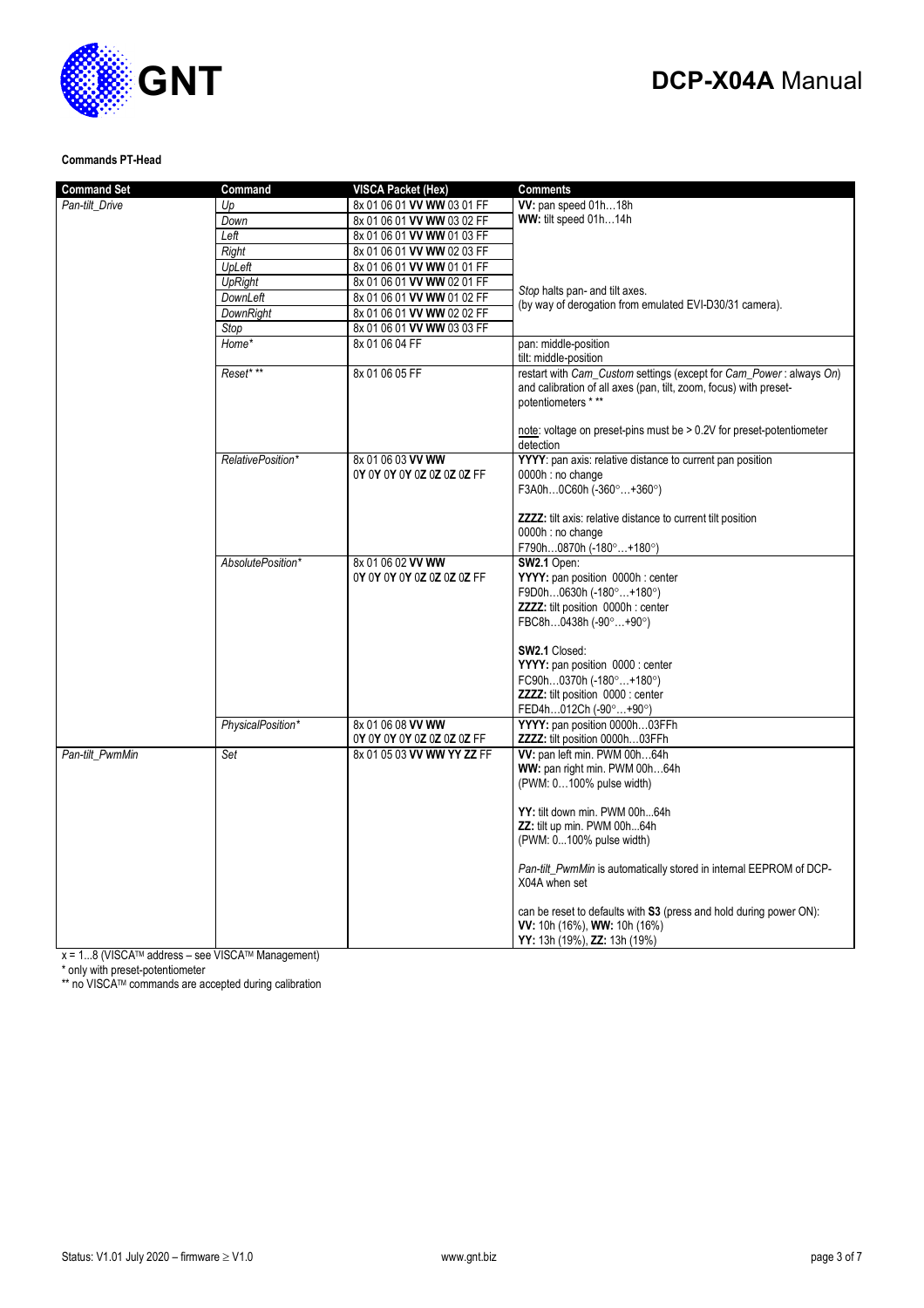**Commands PT-Head**

| Command Set | Command | VISCA Packet (Hex) | Comments |
|---|---|---|---|
| *Pan-tilt_Drive* | *Up* | 8x 01 06 01 **VV WW** 03 01 FF | **VV:** pan speed 01h…18h<br>**WW:** tilt speed 01h…14h |
| | *Down* | 8x 01 06 01 **VV WW** 03 02 FF | |
| | *Left* | 8x 01 06 01 **VV WW** 01 03 FF | |
| | *Right* | 8x 01 06 01 **VV WW** 02 03 FF | |
| | *UpLeft* | 8x 01 06 01 **VV WW** 01 01 FF | |
| | *UpRight* | 8x 01 06 01 **VV WW** 02 01 FF | *Stop* halts pan- and tilt axes.<br>(by way of derogation from emulated EVI-D30/31 camera). |
| | *DownLeft* | 8x 01 06 01 **VV WW** 01 02 FF | |
| | *DownRight* | 8x 01 06 01 **VV WW** 02 02 FF | |
| | *Stop* | 8x 01 06 01 **VV WW** 03 03 FF | |
| | *Home\** | 8x 01 06 04 FF | pan: middle-position<br>tilt: middle-position |
| | *Reset\* \*\** | 8x 01 06 05 FF | restart with *Cam_Custom* settings (except for *Cam_Power* : always *On*) and calibration of all axes (pan, tilt, zoom, focus) with preset-potentiometers \* \*\*<br><br>note: voltage on preset-pins must be > 0.2V for preset-potentiometer detection |
| | *RelativePosition\** | 8x 01 06 03 **VV WW**<br>0**Y** 0**Y** 0**Y** 0**Y** 0**Z** 0**Z** 0**Z** 0**Z** FF | **YYYY**: pan axis: relative distance to current pan position<br>0000h : no change<br>F3A0h…0C60h (-360°…+360°)<br><br>**ZZZZ:** tilt axis: relative distance to current tilt position<br>0000h : no change<br>F790h…0870h (-180°…+180°) |
| | *AbsolutePosition\** | 8x 01 06 02 **VV WW**<br>0**Y** 0**Y** 0**Y** 0**Y** 0**Z** 0**Z** 0**Z** 0**Z** FF | **SW2.1** Open:<br>**YYYY:** pan position 0000h : center<br>F9D0h…0630h (-180°…+180°)<br>**ZZZZ:** tilt position 0000h : center<br>FBC8h…0438h (-90°…+90°)<br><br>**SW2.1** Closed:<br>**YYYY:** pan position 0000 : center<br>FC90h…0370h (-180°…+180°)<br>**ZZZZ:** tilt position 0000 : center<br>FED4h…012Ch (-90°…+90°) |
| | *PhysicalPosition\** | 8x 01 06 08 **VV WW**<br>0**Y** 0**Y** 0**Y** 0**Y** 0**Z** 0**Z** 0**Z** 0**Z** FF | **YYYY:** pan position 0000h…03FFh<br>**ZZZZ:** tilt position 0000h…03FFh |
| *Pan-tilt_PwmMin* | *Set* | 8x 01 05 03 **VV WW YY ZZ** FF | **VV:** pan left min. PWM 00h…64h<br>**WW:** pan right min. PWM 00h…64h<br>(PWM: 0…100% pulse width)<br><br>**YY:** tilt down min. PWM 00h...64h<br>**ZZ:** tilt up min. PWM 00h...64h<br>(PWM: 0...100% pulse width)<br><br>*Pan-tilt_PwmMin* is automatically stored in internal EEPROM of DCP-X04A when set<br><br>can be reset to defaults with **S3** (press and hold during power ON):<br>**VV:** 10h (16%), **WW:** 10h (16%)<br>**YY:** 13h (19%), **ZZ:** 13h (19%) |

x = 1...8 (VISCA™ address – see VISCA™ Management)
\* only with preset-potentiometer
\*\* no VISCA™ commands are accepted during calibration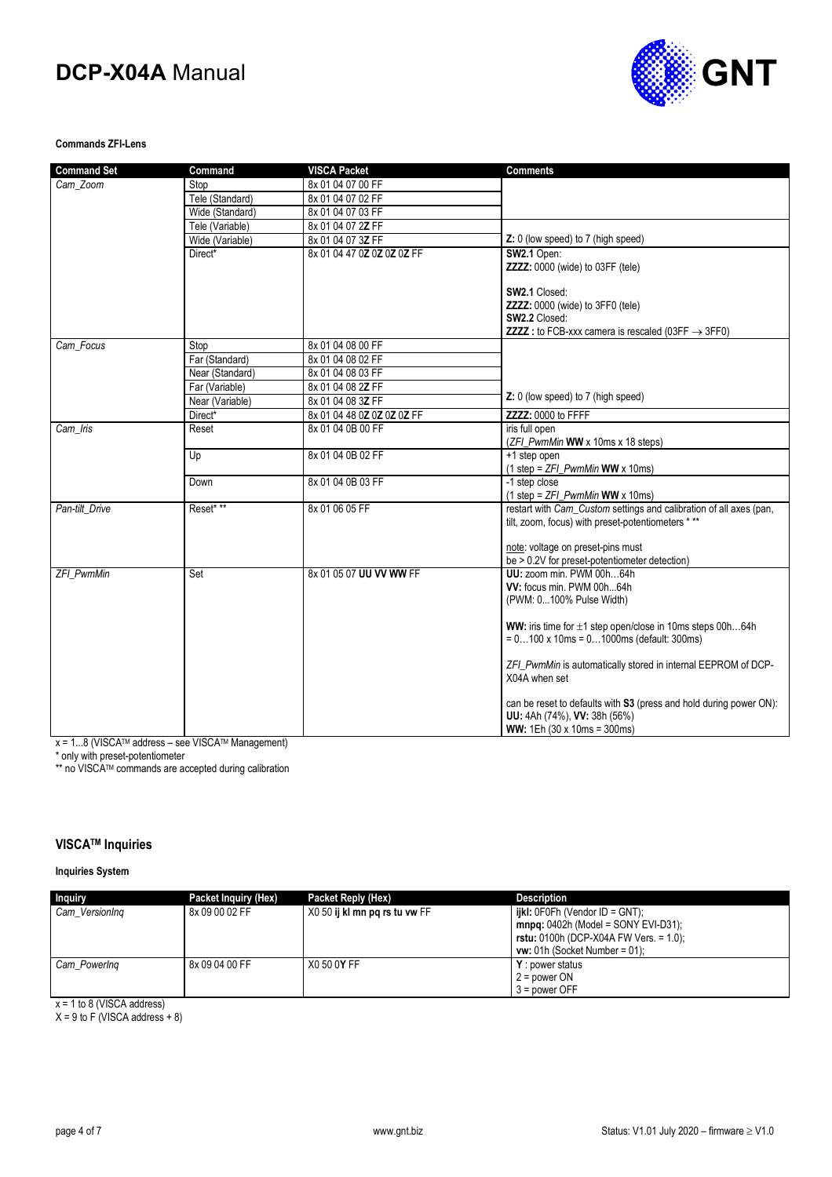**Commands ZFI-Lens**

| Command Set | Command | VISCA Packet | Comments |
|---|---|---|---|
| *Cam_Zoom* | Stop | 8x 01 04 07 00 FF | |
| | Tele (Standard) | 8x 01 04 07 02 FF | |
| | Wide (Standard) | 8x 01 04 07 03 FF | |
| | Tele (Variable) | 8x 01 04 07 2**Z** FF | |
| | Wide (Variable) | 8x 01 04 07 3**Z** FF | **Z:** 0 (low speed) to 7 (high speed) |
| | Direct* | 8x 01 04 47 0**Z** 0**Z** 0**Z** 0**Z** FF | **SW2.1** Open:<br>**ZZZZ:** 0000 (wide) to 03FF (tele)<br><br>**SW2.1** Closed:<br>**ZZZZ:** 0000 (wide) to 3FF0 (tele)<br>**SW2.2** Closed:<br>**ZZZZ :** to FCB-xxx camera is rescaled (03FF → 3FF0) |
| *Cam_Focus* | Stop | 8x 01 04 08 00 FF | |
| | Far (Standard) | 8x 01 04 08 02 FF | |
| | Near (Standard) | 8x 01 04 08 03 FF | |
| | Far (Variable) | 8x 01 04 08 2**Z** FF | |
| | Near (Variable) | 8x 01 04 08 3**Z** FF | **Z:** 0 (low speed) to 7 (high speed) |
| | Direct* | 8x 01 04 48 0**Z** 0**Z** 0**Z** 0**Z** FF | **ZZZZ:** 0000 to FFFF |
| *Cam_Iris* | Reset | 8x 01 04 0B 00 FF | iris full open<br>(*ZFI_PwmMin* **WW** x 10ms x 18 steps) |
| | Up | 8x 01 04 0B 02 FF | +1 step open<br>(1 step = *ZFI_PwmMin* **WW** x 10ms) |
| | Down | 8x 01 04 0B 03 FF | -1 step close<br>(1 step = *ZFI_PwmMin* **WW** x 10ms) |
| *Pan-tilt_Drive* | Reset* ** | 8x 01 06 05 FF | restart with *Cam_Custom* settings and calibration of all axes (pan, tilt, zoom, focus) with preset-potentiometers * **<br><br>note: voltage on preset-pins must be > 0.2V for preset-potentiometer detection) |
| *ZFI_PwmMin* | Set | 8x 01 05 07 **UU VV WW** FF | **UU:** zoom min. PWM 00h…64h<br>**VV:** focus min. PWM 00h...64h<br>(PWM: 0...100% Pulse Width)<br><br>**WW:** iris time for ±1 step open/close in 10ms steps 00h…64h = 0…100 x 10ms = 0…1000ms (default: 300ms)<br><br>*ZFI_PwmMin* is automatically stored in internal EEPROM of DCP-X04A when set<br><br>can be reset to defaults with **S3** (press and hold during power ON):<br>**UU:** 4Ah (74%), **VV:** 38h (56%)<br>**WW:** 1Eh (30 x 10ms = 300ms) |

x = 1...8 (VISCA™ address – see VISCA™ Management)
\* only with preset-potentiometer
** no VISCA™ commands are accepted during calibration

## VISCA™ Inquiries

**Inquiries System**

| Inquiry | Packet Inquiry (Hex) | Packet Reply (Hex) | Description |
|---|---|---|---|
| *Cam_VersionInq* | 8x 09 00 02 FF | X0 50 **ij kl mn pq rs tu vw** FF | **ijkl:** 0F0Fh (Vendor ID = GNT);<br>**mnpq:** 0402h (Model = SONY EVI-D31);<br>**rstu:** 0100h (DCP-X04A FW Vers. = 1.0);<br>**vw:** 01h (Socket Number = 01); |
| *Cam_PowerInq* | 8x 09 04 00 FF | X0 50 0**Y** FF | **Y** : power status<br>2 = power ON<br>3 = power OFF |

x = 1 to 8 (VISCA address)
X = 9 to F (VISCA address + 8)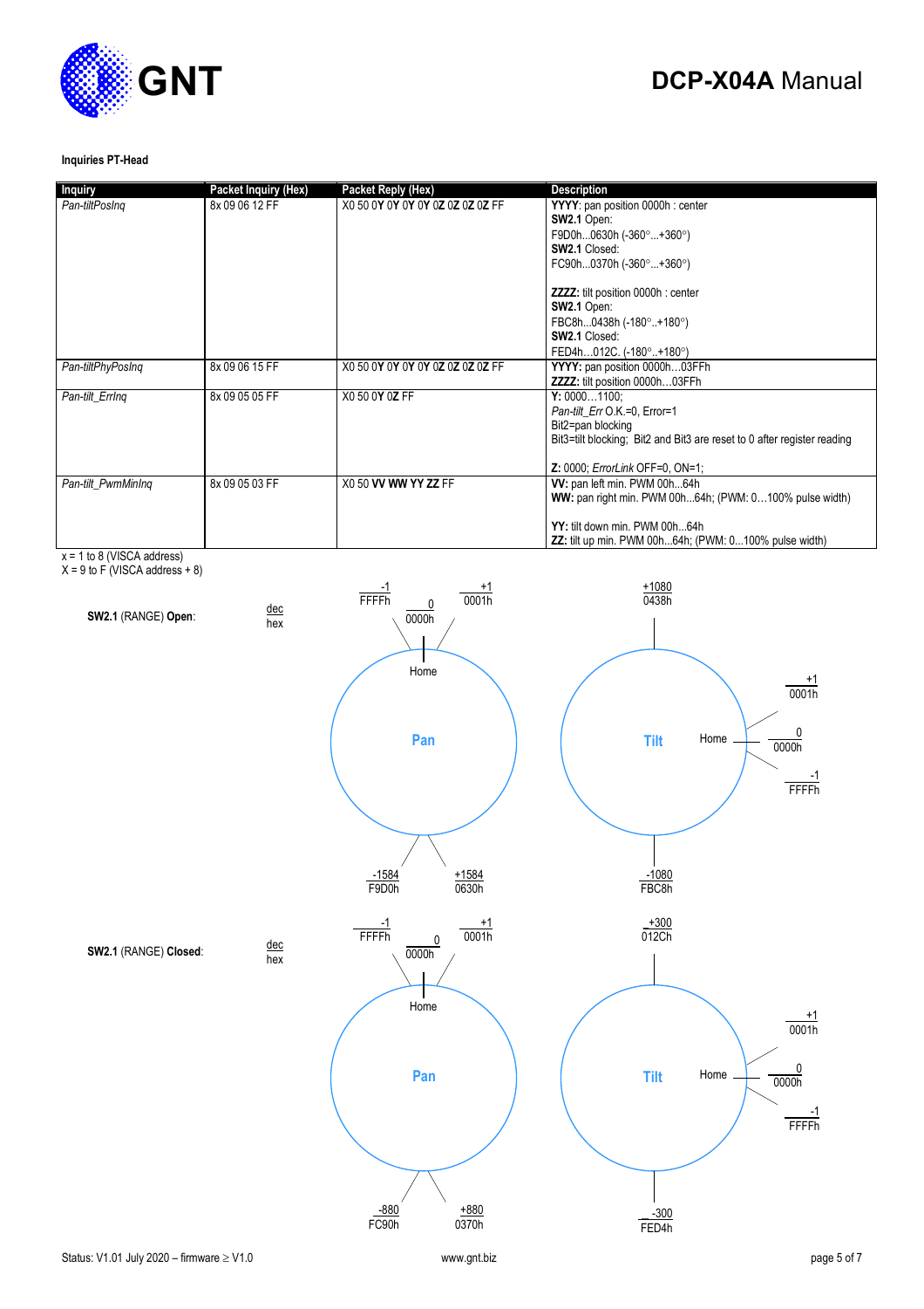**Inquiries PT-Head**

| Inquiry | Packet Inquiry (Hex) | Packet Reply (Hex) | Description |
|---|---|---|---|
| *Pan-tiltPosInq* | 8x 09 06 12 FF | X0 50 0**Y** 0**Y** 0**Y** 0**Y** 0**Z** 0**Z** 0**Z** 0**Z** FF | **YYYY**: pan position 0000h : center<br>**SW2.1** Open:<br>F9D0h...0630h (-360°...+360°)<br>**SW2.1** Closed:<br>FC90h...0370h (-360°...+360°)<br><br>**ZZZZ:** tilt position 0000h : center<br>**SW2.1** Open:<br>FBC8h...0438h (-180°..+180°)<br>**SW2.1** Closed:<br>FED4h...012C. (-180°..+180°) |
| *Pan-tiltPhyPosInq* | 8x 09 06 15 FF | X0 50 0**Y** 0**Y** 0**Y** 0**Y** 0**Z** 0**Z** 0**Z** 0**Z** FF | **YYYY:** pan position 0000h…03FFh<br>**ZZZZ:** tilt position 0000h…03FFh |
| *Pan-tilt_ErrInq* | 8x 09 05 05 FF | X0 50 0**Y** 0**Z** FF | **Y:** 0000…1100;<br>*Pan-tilt_Err* O.K.=0, Error=1<br>Bit2=pan blocking<br>Bit3=tilt blocking; Bit2 and Bit3 are reset to 0 after register reading<br><br>**Z:** 0000; *ErrorLink* OFF=0, ON=1; |
| *Pan-tilt_PwmMinInq* | 8x 09 05 03 FF | X0 50 **VV WW YY ZZ** FF | **VV:** pan left min. PWM 00h...64h<br>**WW:** pan right min. PWM 00h...64h; (PWM: 0…100% pulse width)<br><br>**YY:** tilt down min. PWM 00h...64h<br>**ZZ:** tilt up min. PWM 00h...64h; (PWM: 0...100% pulse width) |

x = 1 to 8 (VISCA address)
X = 9 to F (VISCA address + 8)

**SW2.1** (RANGE) **Open**: dec / hex

- Pan: Home 0 / 0000h; +1 / 0001h; -1 / FFFFh; +1584 / 0630h; -1584 / F9D0h
- Tilt: Home 0 / 0000h; +1 / 0001h; -1 / FFFFh; +1080 / 0438h; -1080 / FBC8h

**SW2.1** (RANGE) **Closed**: dec / hex

- Pan: Home 0 / 0000h; +1 / 0001h; -1 / FFFFh; +880 / 0370h; -880 / FC90h
- Tilt: Home 0 / 0000h; +1 / 0001h; -1 / FFFFh; +300 / 012Ch; -300 / FED4h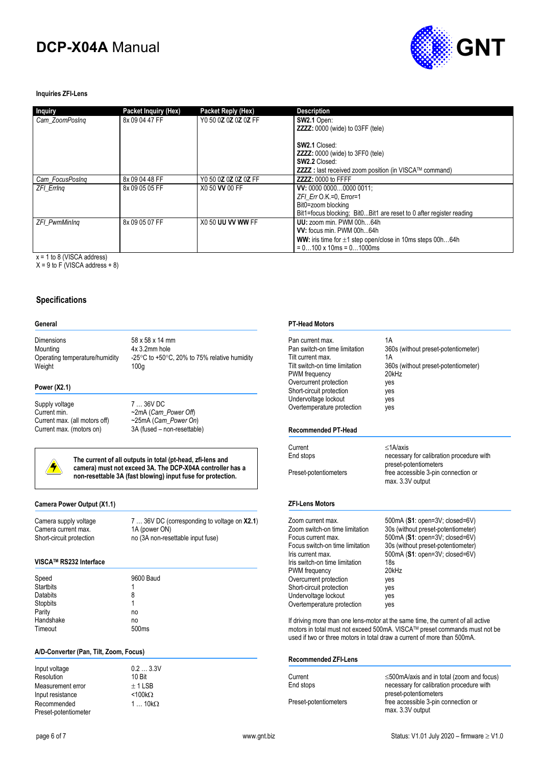#### Inquiries ZFI-Lens

| Inquiry | Packet Inquiry (Hex) | Packet Reply (Hex) | Description |
|---|---|---|---|
| *Cam_ZoomPosInq* | 8x 09 04 47 FF | Y0 50 0**Z** 0**Z** 0**Z** 0**Z** FF | **SW2.1** Open:<br>**ZZZZ:** 0000 (wide) to 03FF (tele)<br><br>**SW2.1** Closed:<br>**ZZZZ:** 0000 (wide) to 3FF0 (tele)<br>**SW2.2** Closed:<br>**ZZZZ :** last received zoom position (in VISCA™ command) |
| *Cam_FocusPosInq* | 8x 09 04 48 FF | Y0 50 0**Z** 0**Z** 0**Z** 0**Z** FF | **ZZZZ:** 0000 to FFFF |
| *ZFI_ErrInq* | 8x 09 05 05 FF | X0 50 **VV** 00 FF | **VV:** 0000 0000…0000 0011;<br>*ZFI_Err* O.K.=0, Error=1<br>Bit0=zoom blocking<br>Bit1=focus blocking; Bit0...Bit1 are reset to 0 after register reading |
| *ZFI_PwmMinInq* | 8x 09 05 07 FF | X0 50 **UU VV WW** FF | **UU:** zoom min. PWM 00h…64h<br>**VV:** focus min. PWM 00h…64h<br>**WW:** iris time for ±1 step open/close in 10ms steps 00h…64h<br>= 0…100 x 10ms = 0…1000ms |

x = 1 to 8 (VISCA address)
X = 9 to F (VISCA address + 8)

## Specifications

### General

| | |
|---|---|
| Dimensions | 58 x 58 x 14 mm |
| Mounting | 4x 3.2mm hole |
| Operating temperature/humidity | -25°C to +50°C, 20% to 75% relative humidity |
| Weight | 100g |

### Power (X2.1)

| | |
|---|---|
| Supply voltage | 7 … 36V DC |
| Current min. | ~2mA (*Cam_Power Off*) |
| Current max. (all motors off) | ~25mA (*Cam_Power On*) |
| Current max. (motors on) | 3A (fused – non-resettable) |

**The current of all outputs in total (pt-head, zfi-lens and camera) must not exceed 3A. The DCP-X04A controller has a non-resettable 3A (fast blowing) input fuse for protection.**

### Camera Power Output (X1.1)

| | |
|---|---|
| Camera supply voltage | 7 … 36V DC (corresponding to voltage on **X2.1**) |
| Camera current max. | 1A (power ON) |
| Short-circuit protection | no (3A non-resettable input fuse) |

### VISCA™ RS232 Interface

| | |
|---|---|
| Speed | 9600 Baud |
| Startbits | 1 |
| Databits | 8 |
| Stopbits | 1 |
| Parity | no |
| Handshake | no |
| Timeout | 500ms |

### A/D-Converter (Pan, Tilt, Zoom, Focus)

| | |
|---|---|
| Input voltage | 0.2 … 3.3V |
| Resolution | 10 Bit |
| Measurement error | ± 1 LSB |
| Input resistance | <100kΩ |
| Recommended Preset-potentiometer | 1 … 10kΩ |

### PT-Head Motors

| | |
|---|---|
| Pan current max. | 1A |
| Pan switch-on time limitation | 360s (without preset-potentiometer) |
| Tilt current max. | 1A |
| Tilt switch-on time limitation | 360s (without preset-potentiometer) |
| PWM frequency | 20kHz |
| Overcurrent protection | yes |
| Short-circuit protection | yes |
| Undervoltage lockout | yes |
| Overtemperature protection | yes |

### Recommended PT-Head

| | |
|---|---|
| Current | ≤1A/axis |
| End stops | necessary for calibration procedure with preset-potentiometers |
| Preset-potentiometers | free accessible 3-pin connection or max. 3.3V output |

### ZFI-Lens Motors

| | |
|---|---|
| Zoom current max. | 500mA (**S1**: open=3V; closed=6V) |
| Zoom switch-on time limitation | 30s (without preset-potentiometer) |
| Focus current max. | 500mA (**S1**: open=3V; closed=6V) |
| Focus switch-on time limitation | 30s (without preset-potentiometer) |
| Iris current max. | 500mA (**S1**: open=3V; closed=6V) |
| Iris switch-on time limitation | 18s |
| PWM frequency | 20kHz |
| Overcurrent protection | yes |
| Short-circuit protection | yes |
| Undervoltage lockout | yes |
| Overtemperature protection | yes |

If driving more than one lens-motor at the same time, the current of all active motors in total must not exceed 500mA. VISCA™ preset commands must not be used if two or three motors in total draw a current of more than 500mA.

### Recommended ZFI-Lens

| | |
|---|---|
| Current | ≤500mA/axis and in total (zoom and focus) |
| End stops | necessary for calibration procedure with preset-potentiometers |
| Preset-potentiometers | free accessible 3-pin connection or max. 3.3V output |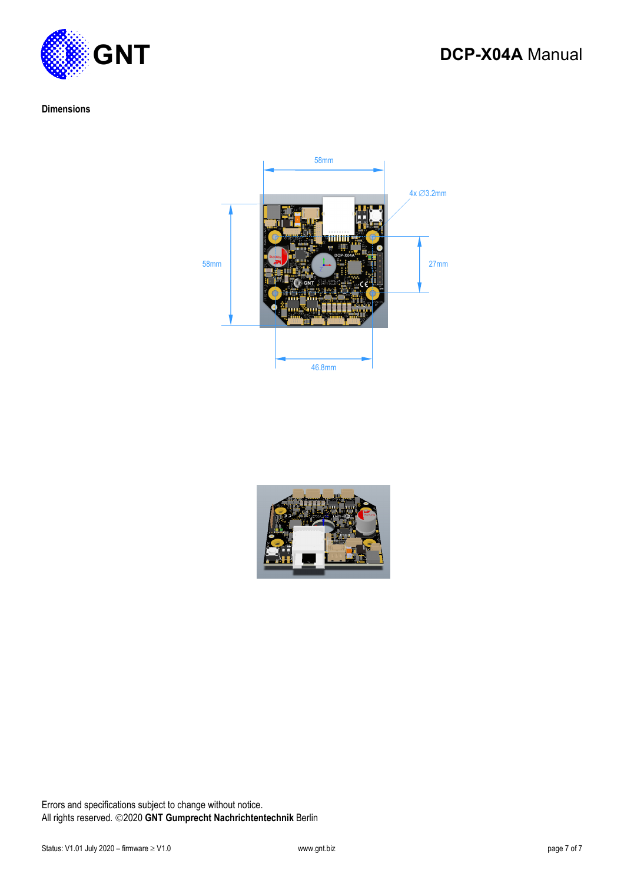**Dimensions**

58mm

4x ∅3.2mm

58mm

27mm

46.8mm

Errors and specifications subject to change without notice.
All rights reserved. ©2020 **GNT Gumprecht Nachrichtentechnik** Berlin

Status: V1.01 July 2020 – firmware ≥ V1.0

www.gnt.biz